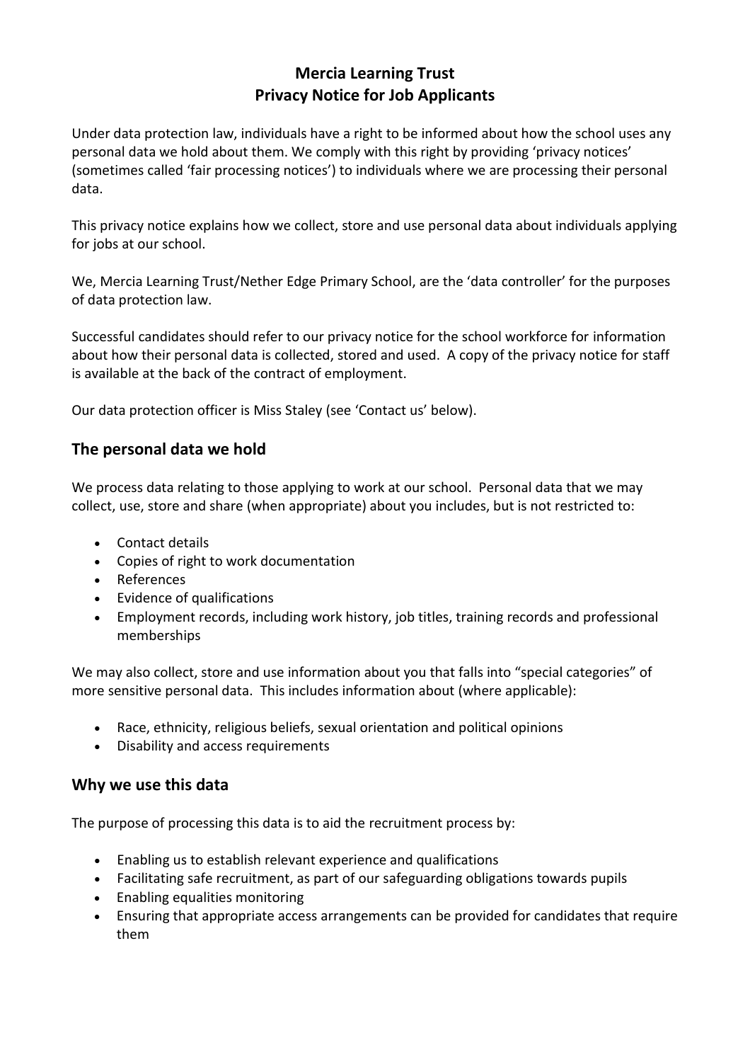# Mercia Learning Trust
# Privacy Notice for Job Applicants

Under data protection law, individuals have a right to be informed about how the school uses any personal data we hold about them. We comply with this right by providing 'privacy notices' (sometimes called 'fair processing notices') to individuals where we are processing their personal data.

This privacy notice explains how we collect, store and use personal data about individuals applying for jobs at our school.

We, Mercia Learning Trust/Nether Edge Primary School, are the 'data controller' for the purposes of data protection law.

Successful candidates should refer to our privacy notice for the school workforce for information about how their personal data is collected, stored and used. A copy of the privacy notice for staff is available at the back of the contract of employment.

Our data protection officer is Miss Staley (see 'Contact us' below).

## The personal data we hold

We process data relating to those applying to work at our school. Personal data that we may collect, use, store and share (when appropriate) about you includes, but is not restricted to:

- Contact details
- Copies of right to work documentation
- References
- Evidence of qualifications
- Employment records, including work history, job titles, training records and professional memberships

We may also collect, store and use information about you that falls into "special categories" of more sensitive personal data. This includes information about (where applicable):

- Race, ethnicity, religious beliefs, sexual orientation and political opinions
- Disability and access requirements

## Why we use this data

The purpose of processing this data is to aid the recruitment process by:

- Enabling us to establish relevant experience and qualifications
- Facilitating safe recruitment, as part of our safeguarding obligations towards pupils
- Enabling equalities monitoring
- Ensuring that appropriate access arrangements can be provided for candidates that require them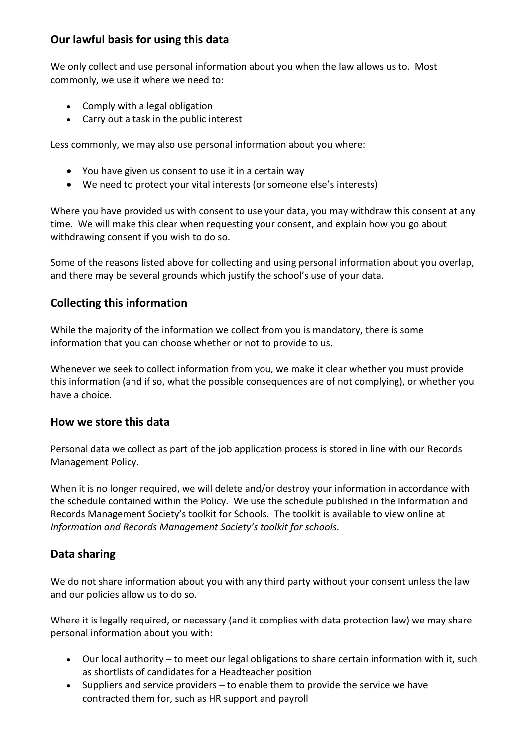## Our lawful basis for using this data

We only collect and use personal information about you when the law allows us to. Most commonly, we use it where we need to:

- Comply with a legal obligation
- Carry out a task in the public interest

Less commonly, we may also use personal information about you where:

- You have given us consent to use it in a certain way
- We need to protect your vital interests (or someone else's interests)

Where you have provided us with consent to use your data, you may withdraw this consent at any time. We will make this clear when requesting your consent, and explain how you go about withdrawing consent if you wish to do so.

Some of the reasons listed above for collecting and using personal information about you overlap, and there may be several grounds which justify the school's use of your data.

## Collecting this information

While the majority of the information we collect from you is mandatory, there is some information that you can choose whether or not to provide to us.

Whenever we seek to collect information from you, we make it clear whether you must provide this information (and if so, what the possible consequences are of not complying), or whether you have a choice.

## How we store this data

Personal data we collect as part of the job application process is stored in line with our Records Management Policy.

When it is no longer required, we will delete and/or destroy your information in accordance with the schedule contained within the Policy. We use the schedule published in the Information and Records Management Society's toolkit for Schools. The toolkit is available to view online at *Information and Records Management Society's toolkit for schools*.

## Data sharing

We do not share information about you with any third party without your consent unless the law and our policies allow us to do so.

Where it is legally required, or necessary (and it complies with data protection law) we may share personal information about you with:

- Our local authority – to meet our legal obligations to share certain information with it, such as shortlists of candidates for a Headteacher position
- Suppliers and service providers – to enable them to provide the service we have contracted them for, such as HR support and payroll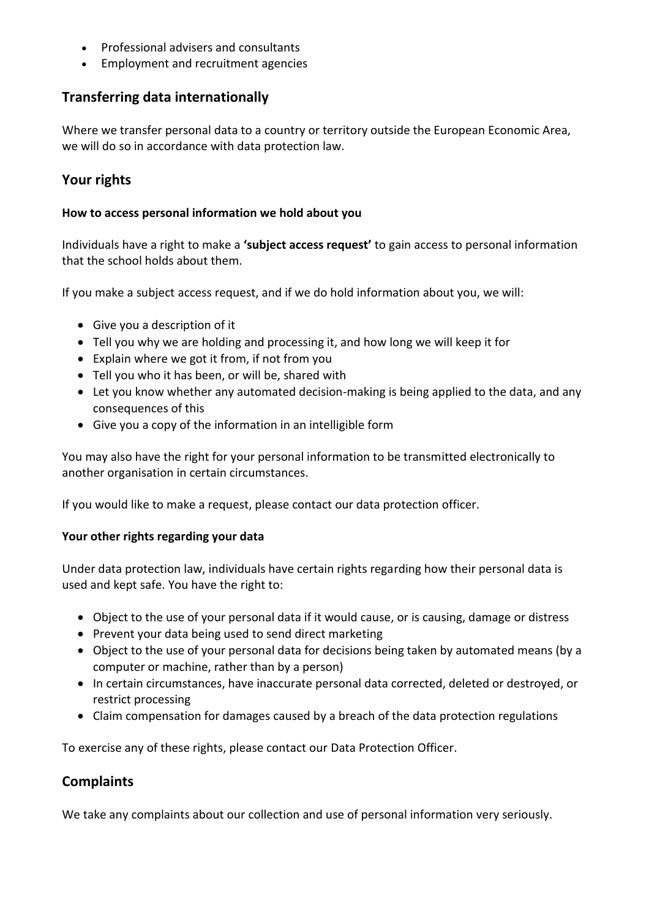- Professional advisers and consultants
- Employment and recruitment agencies

## Transferring data internationally

Where we transfer personal data to a country or territory outside the European Economic Area, we will do so in accordance with data protection law.

## Your rights

#### How to access personal information we hold about you

Individuals have a right to make a **'subject access request'** to gain access to personal information that the school holds about them.

If you make a subject access request, and if we do hold information about you, we will:

- Give you a description of it
- Tell you why we are holding and processing it, and how long we will keep it for
- Explain where we got it from, if not from you
- Tell you who it has been, or will be, shared with
- Let you know whether any automated decision-making is being applied to the data, and any consequences of this
- Give you a copy of the information in an intelligible form

You may also have the right for your personal information to be transmitted electronically to another organisation in certain circumstances.

If you would like to make a request, please contact our data protection officer.

#### Your other rights regarding your data

Under data protection law, individuals have certain rights regarding how their personal data is used and kept safe. You have the right to:

- Object to the use of your personal data if it would cause, or is causing, damage or distress
- Prevent your data being used to send direct marketing
- Object to the use of your personal data for decisions being taken by automated means (by a computer or machine, rather than by a person)
- In certain circumstances, have inaccurate personal data corrected, deleted or destroyed, or restrict processing
- Claim compensation for damages caused by a breach of the data protection regulations

To exercise any of these rights, please contact our Data Protection Officer.

## Complaints

We take any complaints about our collection and use of personal information very seriously.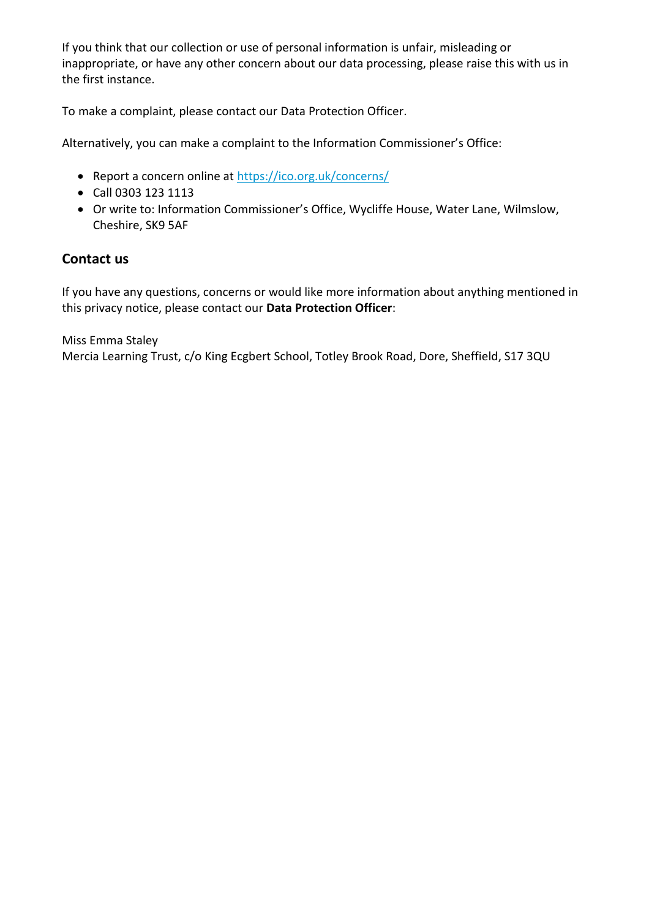If you think that our collection or use of personal information is unfair, misleading or inappropriate, or have any other concern about our data processing, please raise this with us in the first instance.

To make a complaint, please contact our Data Protection Officer.

Alternatively, you can make a complaint to the Information Commissioner's Office:

- Report a concern online at https://ico.org.uk/concerns/
- Call 0303 123 1113
- Or write to: Information Commissioner's Office, Wycliffe House, Water Lane, Wilmslow, Cheshire, SK9 5AF

## Contact us

If you have any questions, concerns or would like more information about anything mentioned in this privacy notice, please contact our **Data Protection Officer**:

Miss Emma Staley
Mercia Learning Trust, c/o King Ecgbert School, Totley Brook Road, Dore, Sheffield, S17 3QU